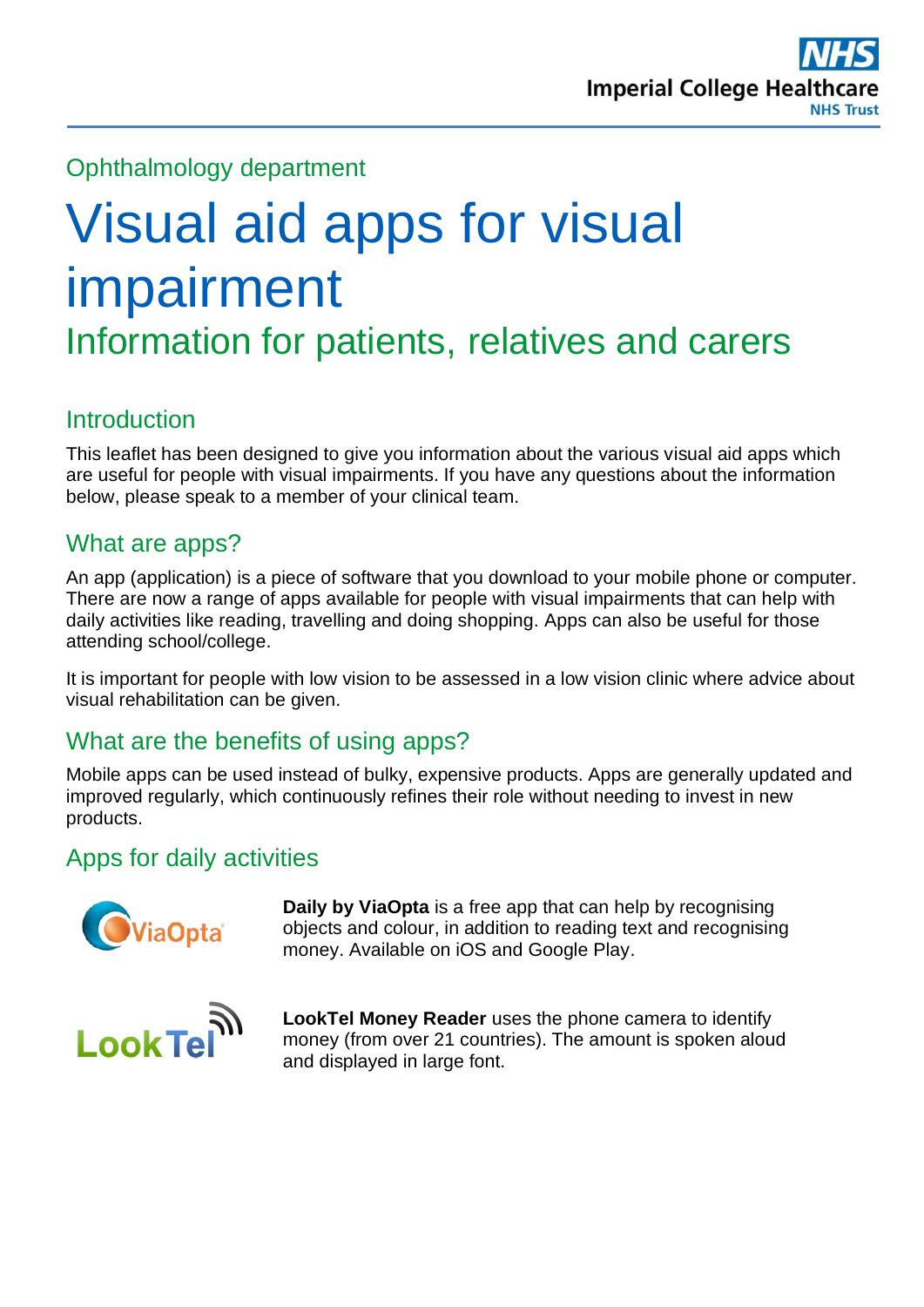Ophthalmology department

# Visual aid apps for visual impairment

## Information for patients, relatives and carers

### Introduction

This leaflet has been designed to give you information about the various visual aid apps which are useful for people with visual impairments. If you have any questions about the information below, please speak to a member of your clinical team.

### What are apps?

An app (application) is a piece of software that you download to your mobile phone or computer. There are now a range of apps available for people with visual impairments that can help with daily activities like reading, travelling and doing shopping. Apps can also be useful for those attending school/college.

It is important for people with low vision to be assessed in a low vision clinic where advice about visual rehabilitation can be given.

### What are the benefits of using apps?

Mobile apps can be used instead of bulky, expensive products. Apps are generally updated and improved regularly, which continuously refines their role without needing to invest in new products.

### Apps for daily activities

**Daily by ViaOpta** is a free app that can help by recognising objects and colour, in addition to reading text and recognising money. Available on iOS and Google Play.

**LookTel Money Reader** uses the phone camera to identify money (from over 21 countries). The amount is spoken aloud and displayed in large font.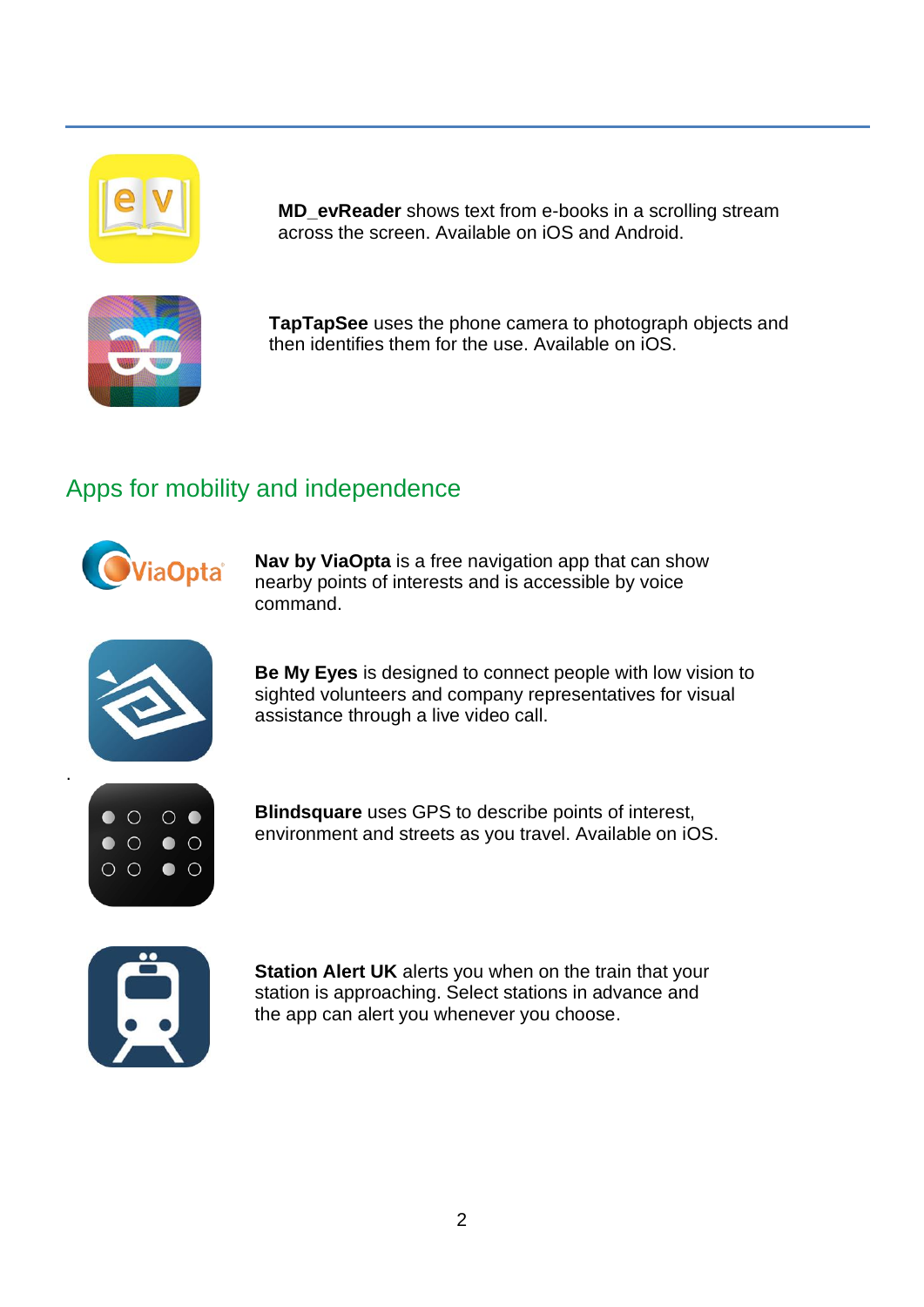**MD_evReader** shows text from e-books in a scrolling stream across the screen. Available on iOS and Android.

**TapTapSee** uses the phone camera to photograph objects and then identifies them for the use. Available on iOS.

## Apps for mobility and independence

**Nav by ViaOpta** is a free navigation app that can show nearby points of interests and is accessible by voice command.

**Be My Eyes** is designed to connect people with low vision to sighted volunteers and company representatives for visual assistance through a live video call.

**Blindsquare** uses GPS to describe points of interest, environment and streets as you travel. Available on iOS.

**Station Alert UK** alerts you when on the train that your station is approaching. Select stations in advance and the app can alert you whenever you choose.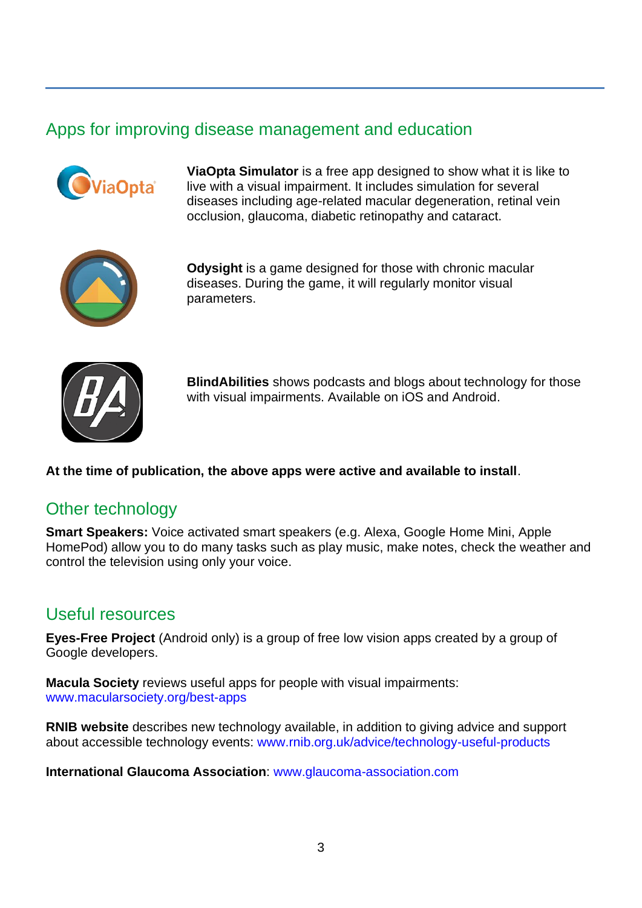## Apps for improving disease management and education

**ViaOpta Simulator** is a free app designed to show what it is like to live with a visual impairment. It includes simulation for several diseases including age-related macular degeneration, retinal vein occlusion, glaucoma, diabetic retinopathy and cataract.

**Odysight** is a game designed for those with chronic macular diseases. During the game, it will regularly monitor visual parameters.

**BlindAbilities** shows podcasts and blogs about technology for those with visual impairments. Available on iOS and Android.

**At the time of publication, the above apps were active and available to install**.

## Other technology

**Smart Speakers:** Voice activated smart speakers (e.g. Alexa, Google Home Mini, Apple HomePod) allow you to do many tasks such as play music, make notes, check the weather and control the television using only your voice.

## Useful resources

**Eyes-Free Project** (Android only) is a group of free low vision apps created by a group of Google developers.

**Macula Society** reviews useful apps for people with visual impairments: www.maculársociety.org/best-apps

**RNIB website** describes new technology available, in addition to giving advice and support about accessible technology events: www.rnib.org.uk/advice/technology-useful-products

**International Glaucoma Association**: www.glaucoma-association.com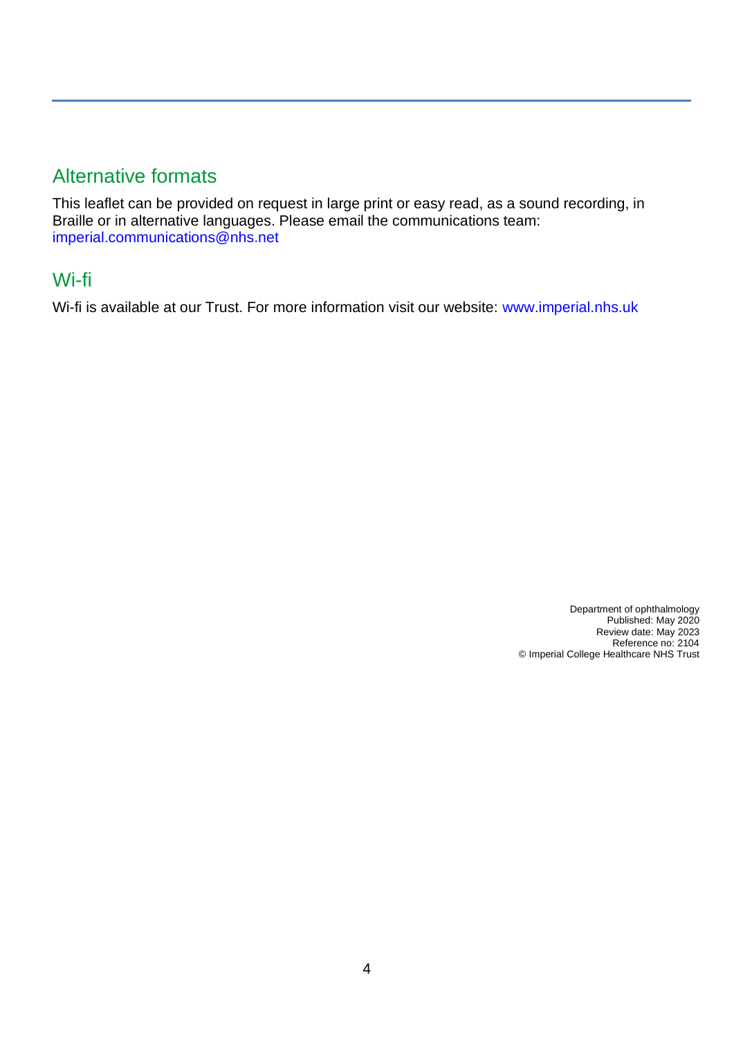## Alternative formats

This leaflet can be provided on request in large print or easy read, as a sound recording, in Braille or in alternative languages. Please email the communications team: imperial.communications@nhs.net

## Wi-fi

Wi-fi is available at our Trust. For more information visit our website: www.imperial.nhs.uk

Department of ophthalmology
Published: May 2020
Review date: May 2023
Reference no: 2104
© Imperial College Healthcare NHS Trust